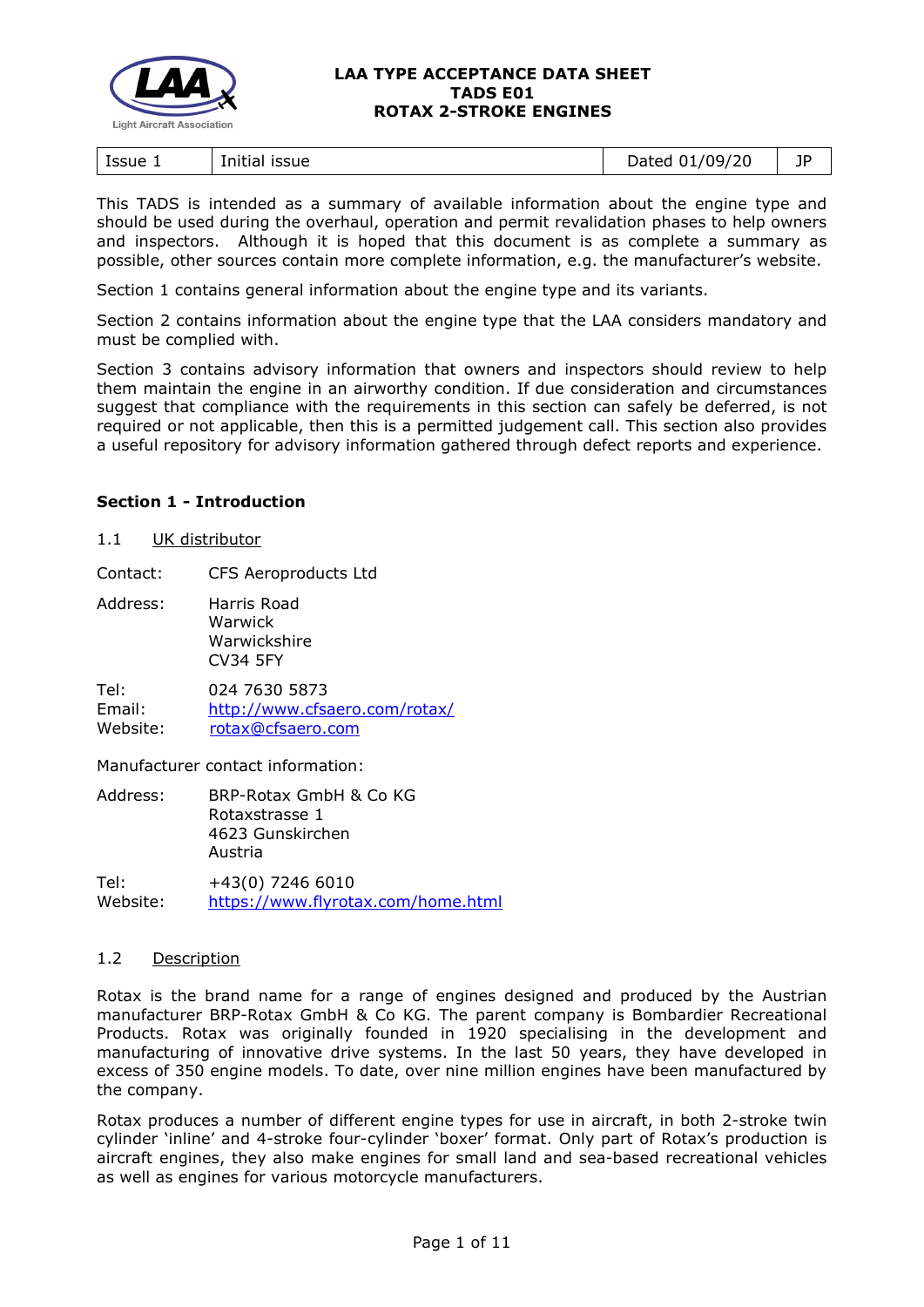# LAA TYPE ACCEPTANCE DATA SHEET
# TADS E01
# ROTAX 2-STROKE ENGINES

| Issue 1 | Initial issue | Dated 01/09/20 | JP |
|---|---|---|---|

This TADS is intended as a summary of available information about the engine type and should be used during the overhaul, operation and permit revalidation phases to help owners and inspectors. Although it is hoped that this document is as complete a summary as possible, other sources contain more complete information, e.g. the manufacturer's website.

Section 1 contains general information about the engine type and its variants.

Section 2 contains information about the engine type that the LAA considers mandatory and must be complied with.

Section 3 contains advisory information that owners and inspectors should review to help them maintain the engine in an airworthy condition. If due consideration and circumstances suggest that compliance with the requirements in this section can safely be deferred, is not required or not applicable, then this is a permitted judgement call. This section also provides a useful repository for advisory information gathered through defect reports and experience.

## Section 1 - Introduction

1.1 UK distributor

Contact: CFS Aeroproducts Ltd

Address: Harris Road
Warwick
Warwickshire
CV34 5FY

Tel: 024 7630 5873
Email: http://www.cfsaero.com/rotax/
Website: rotax@cfsaero.com

Manufacturer contact information:

Address: BRP-Rotax GmbH & Co KG
Rotaxstrasse 1
4623 Gunskirchen
Austria

Tel: +43(0) 7246 6010
Website: https://www.flyrotax.com/home.html

1.2 Description

Rotax is the brand name for a range of engines designed and produced by the Austrian manufacturer BRP-Rotax GmbH & Co KG. The parent company is Bombardier Recreational Products. Rotax was originally founded in 1920 specialising in the development and manufacturing of innovative drive systems. In the last 50 years, they have developed in excess of 350 engine models. To date, over nine million engines have been manufactured by the company.

Rotax produces a number of different engine types for use in aircraft, in both 2-stroke twin cylinder 'inline' and 4-stroke four-cylinder 'boxer' format. Only part of Rotax's production is aircraft engines, they also make engines for small land and sea-based recreational vehicles as well as engines for various motorcycle manufacturers.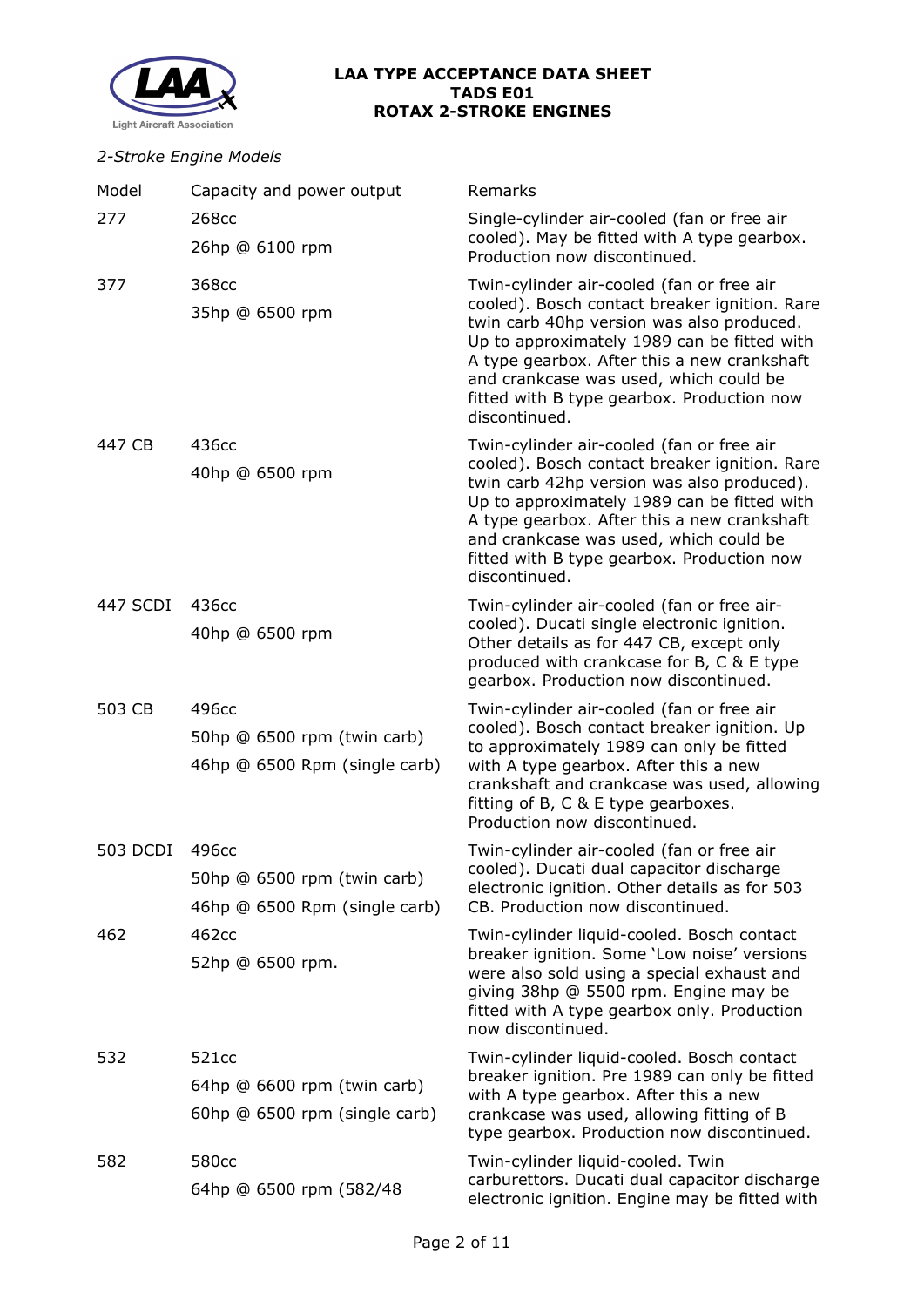*2-Stroke Engine Models*

| Model | Capacity and power output | Remarks |
|---|---|---|
| 277 | 268cc<br>26hp @ 6100 rpm | Single-cylinder air-cooled (fan or free air cooled). May be fitted with A type gearbox. Production now discontinued. |
| 377 | 368cc<br>35hp @ 6500 rpm | Twin-cylinder air-cooled (fan or free air cooled). Bosch contact breaker ignition. Rare twin carb 40hp version was also produced. Up to approximately 1989 can be fitted with A type gearbox. After this a new crankshaft and crankcase was used, which could be fitted with B type gearbox. Production now discontinued. |
| 447 CB | 436cc<br>40hp @ 6500 rpm | Twin-cylinder air-cooled (fan or free air cooled). Bosch contact breaker ignition. Rare twin carb 42hp version was also produced). Up to approximately 1989 can be fitted with A type gearbox. After this a new crankshaft and crankcase was used, which could be fitted with B type gearbox. Production now discontinued. |
| 447 SCDI | 436cc<br>40hp @ 6500 rpm | Twin-cylinder air-cooled (fan or free air-cooled). Ducati single electronic ignition. Other details as for 447 CB, except only produced with crankcase for B, C & E type gearbox. Production now discontinued. |
| 503 CB | 496cc<br>50hp @ 6500 rpm (twin carb)<br>46hp @ 6500 Rpm (single carb) | Twin-cylinder air-cooled (fan or free air cooled). Bosch contact breaker ignition. Up to approximately 1989 can only be fitted with A type gearbox. After this a new crankshaft and crankcase was used, allowing fitting of B, C & E type gearboxes. Production now discontinued. |
| 503 DCDI | 496cc<br>50hp @ 6500 rpm (twin carb)<br>46hp @ 6500 Rpm (single carb) | Twin-cylinder air-cooled (fan or free air cooled). Ducati dual capacitor discharge electronic ignition. Other details as for 503 CB. Production now discontinued. |
| 462 | 462cc<br>52hp @ 6500 rpm. | Twin-cylinder liquid-cooled. Bosch contact breaker ignition. Some 'Low noise' versions were also sold using a special exhaust and giving 38hp @ 5500 rpm. Engine may be fitted with A type gearbox only. Production now discontinued. |
| 532 | 521cc<br>64hp @ 6600 rpm (twin carb)<br>60hp @ 6500 rpm (single carb) | Twin-cylinder liquid-cooled. Bosch contact breaker ignition. Pre 1989 can only be fitted with A type gearbox. After this a new crankcase was used, allowing fitting of B type gearbox. Production now discontinued. |
| 582 | 580cc<br>64hp @ 6500 rpm (582/48 | Twin-cylinder liquid-cooled. Twin carburettors. Ducati dual capacitor discharge electronic ignition. Engine may be fitted with |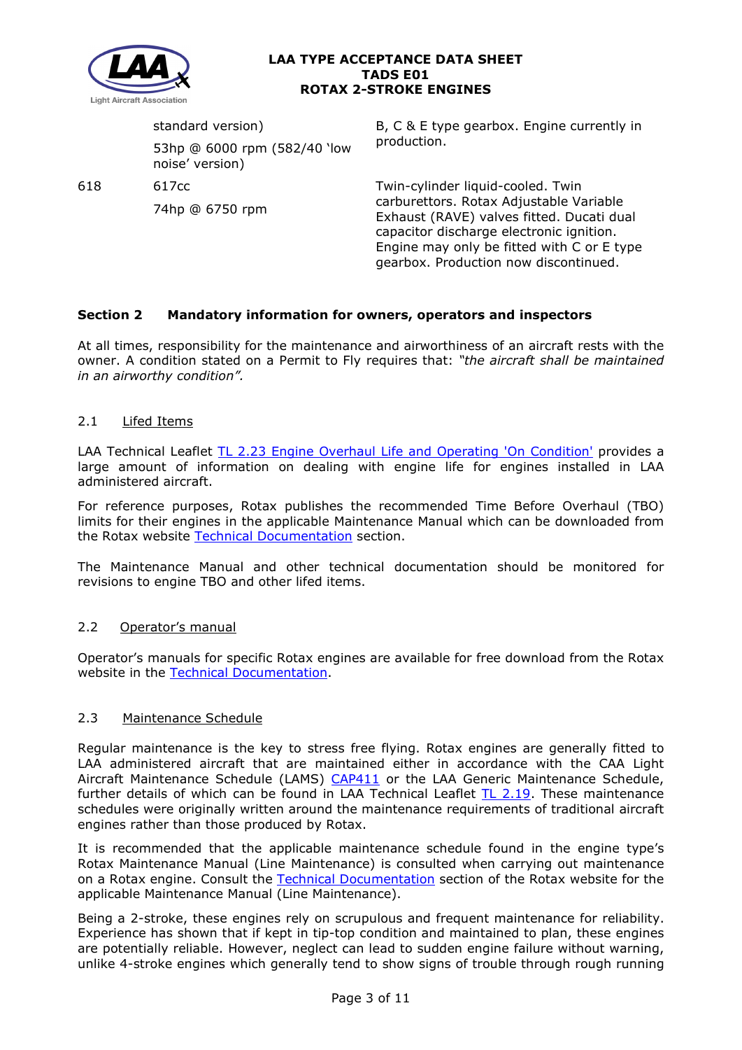| | | |
|---|---|---|
| | standard version)<br>53hp @ 6000 rpm (582/40 'low noise' version) | B, C & E type gearbox. Engine currently in production. |
| 618 | 617cc<br>74hp @ 6750 rpm | Twin-cylinder liquid-cooled. Twin carburettors. Rotax Adjustable Variable Exhaust (RAVE) valves fitted. Ducati dual capacitor discharge electronic ignition. Engine may only be fitted with C or E type gearbox. Production now discontinued. |

## Section 2 Mandatory information for owners, operators and inspectors

At all times, responsibility for the maintenance and airworthiness of an aircraft rests with the owner. A condition stated on a Permit to Fly requires that: *"the aircraft shall be maintained in an airworthy condition".*

### 2.1 Lifed Items

LAA Technical Leaflet TL 2.23 Engine Overhaul Life and Operating 'On Condition' provides a large amount of information on dealing with engine life for engines installed in LAA administered aircraft.

For reference purposes, Rotax publishes the recommended Time Before Overhaul (TBO) limits for their engines in the applicable Maintenance Manual which can be downloaded from the Rotax website Technical Documentation section.

The Maintenance Manual and other technical documentation should be monitored for revisions to engine TBO and other lifed items.

### 2.2 Operator's manual

Operator's manuals for specific Rotax engines are available for free download from the Rotax website in the Technical Documentation.

### 2.3 Maintenance Schedule

Regular maintenance is the key to stress free flying. Rotax engines are generally fitted to LAA administered aircraft that are maintained either in accordance with the CAA Light Aircraft Maintenance Schedule (LAMS) CAP411 or the LAA Generic Maintenance Schedule, further details of which can be found in LAA Technical Leaflet TL 2.19. These maintenance schedules were originally written around the maintenance requirements of traditional aircraft engines rather than those produced by Rotax.

It is recommended that the applicable maintenance schedule found in the engine type's Rotax Maintenance Manual (Line Maintenance) is consulted when carrying out maintenance on a Rotax engine. Consult the Technical Documentation section of the Rotax website for the applicable Maintenance Manual (Line Maintenance).

Being a 2-stroke, these engines rely on scrupulous and frequent maintenance for reliability. Experience has shown that if kept in tip-top condition and maintained to plan, these engines are potentially reliable. However, neglect can lead to sudden engine failure without warning, unlike 4-stroke engines which generally tend to show signs of trouble through rough running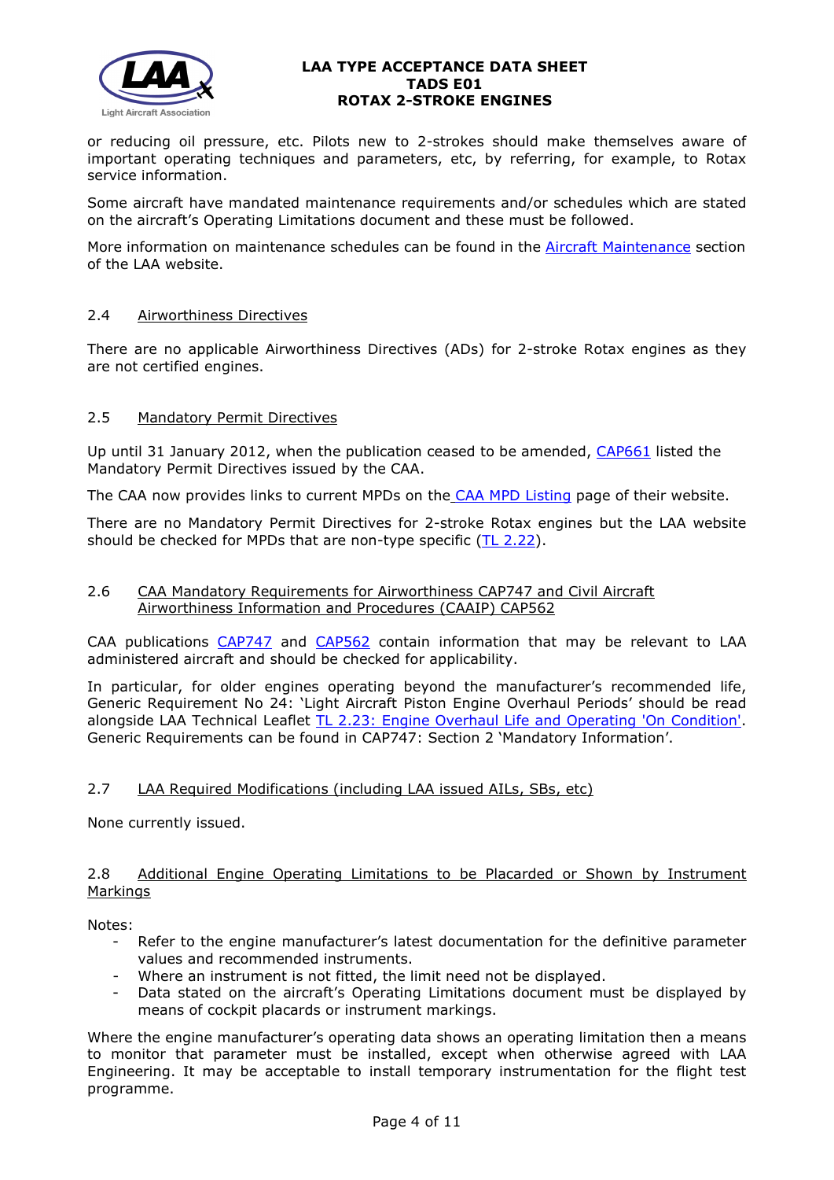or reducing oil pressure, etc. Pilots new to 2-strokes should make themselves aware of important operating techniques and parameters, etc, by referring, for example, to Rotax service information.

Some aircraft have mandated maintenance requirements and/or schedules which are stated on the aircraft's Operating Limitations document and these must be followed.

More information on maintenance schedules can be found in the Aircraft Maintenance section of the LAA website.

### 2.4 Airworthiness Directives

There are no applicable Airworthiness Directives (ADs) for 2-stroke Rotax engines as they are not certified engines.

### 2.5 Mandatory Permit Directives

Up until 31 January 2012, when the publication ceased to be amended, CAP661 listed the Mandatory Permit Directives issued by the CAA.

The CAA now provides links to current MPDs on the CAA MPD Listing page of their website.

There are no Mandatory Permit Directives for 2-stroke Rotax engines but the LAA website should be checked for MPDs that are non-type specific (TL 2.22).

### 2.6 CAA Mandatory Requirements for Airworthiness CAP747 and Civil Aircraft Airworthiness Information and Procedures (CAAIP) CAP562

CAA publications CAP747 and CAP562 contain information that may be relevant to LAA administered aircraft and should be checked for applicability.

In particular, for older engines operating beyond the manufacturer's recommended life, Generic Requirement No 24: 'Light Aircraft Piston Engine Overhaul Periods' should be read alongside LAA Technical Leaflet TL 2.23: Engine Overhaul Life and Operating 'On Condition'. Generic Requirements can be found in CAP747: Section 2 'Mandatory Information'.

### 2.7 LAA Required Modifications (including LAA issued AILs, SBs, etc)

None currently issued.

### 2.8 Additional Engine Operating Limitations to be Placarded or Shown by Instrument Markings

Notes:

- Refer to the engine manufacturer's latest documentation for the definitive parameter values and recommended instruments.
- Where an instrument is not fitted, the limit need not be displayed.
- Data stated on the aircraft's Operating Limitations document must be displayed by means of cockpit placards or instrument markings.

Where the engine manufacturer's operating data shows an operating limitation then a means to monitor that parameter must be installed, except when otherwise agreed with LAA Engineering. It may be acceptable to install temporary instrumentation for the flight test programme.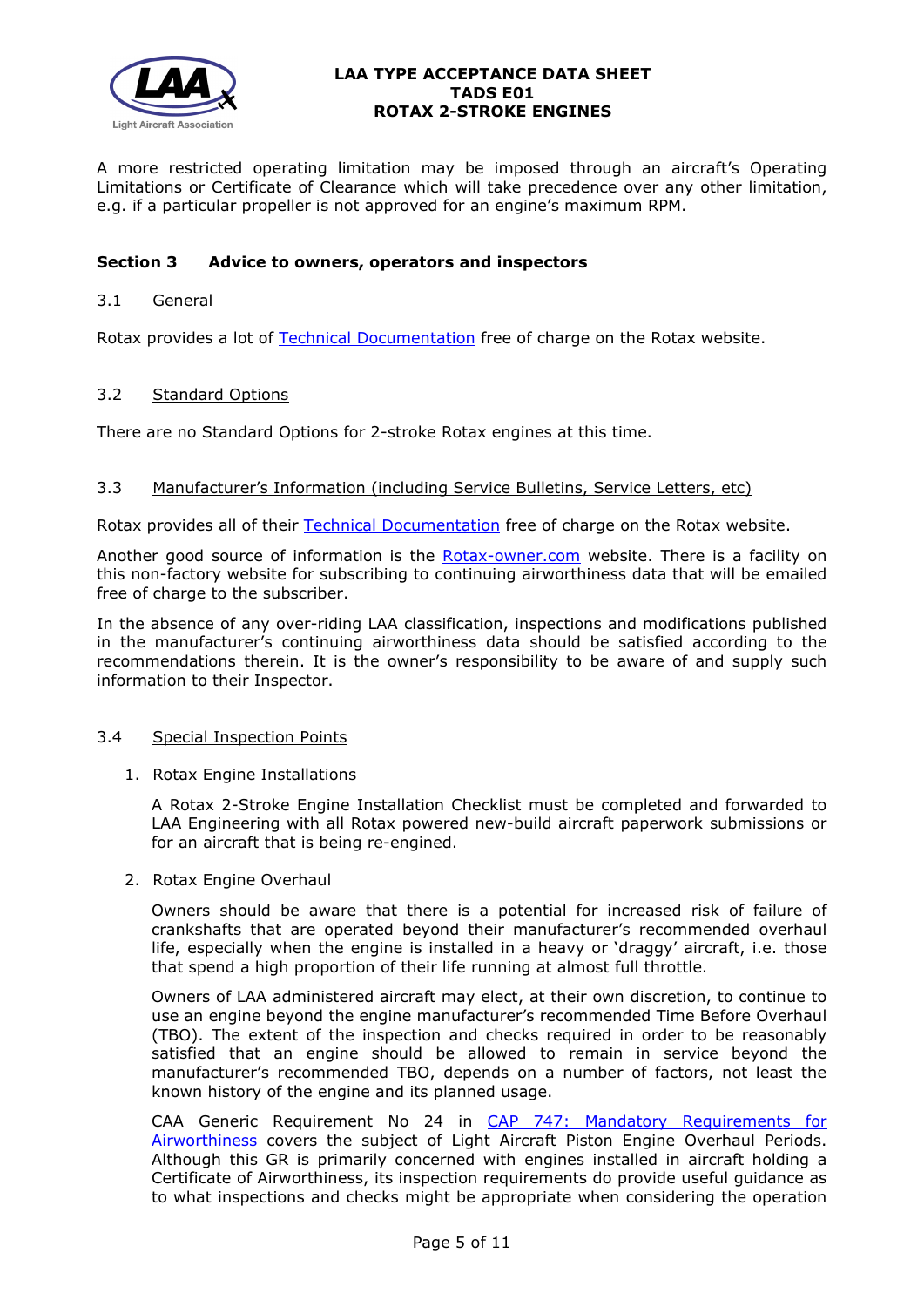A more restricted operating limitation may be imposed through an aircraft's Operating Limitations or Certificate of Clearance which will take precedence over any other limitation, e.g. if a particular propeller is not approved for an engine's maximum RPM.

## Section 3 Advice to owners, operators and inspectors

### 3.1 General

Rotax provides a lot of Technical Documentation free of charge on the Rotax website.

### 3.2 Standard Options

There are no Standard Options for 2-stroke Rotax engines at this time.

### 3.3 Manufacturer's Information (including Service Bulletins, Service Letters, etc)

Rotax provides all of their Technical Documentation free of charge on the Rotax website.

Another good source of information is the Rotax-owner.com website. There is a facility on this non-factory website for subscribing to continuing airworthiness data that will be emailed free of charge to the subscriber.

In the absence of any over-riding LAA classification, inspections and modifications published in the manufacturer's continuing airworthiness data should be satisfied according to the recommendations therein. It is the owner's responsibility to be aware of and supply such information to their Inspector.

### 3.4 Special Inspection Points

1. Rotax Engine Installations

   A Rotax 2-Stroke Engine Installation Checklist must be completed and forwarded to LAA Engineering with all Rotax powered new-build aircraft paperwork submissions or for an aircraft that is being re-engined.

2. Rotax Engine Overhaul

   Owners should be aware that there is a potential for increased risk of failure of crankshafts that are operated beyond their manufacturer's recommended overhaul life, especially when the engine is installed in a heavy or 'draggy' aircraft, i.e. those that spend a high proportion of their life running at almost full throttle.

   Owners of LAA administered aircraft may elect, at their own discretion, to continue to use an engine beyond the engine manufacturer's recommended Time Before Overhaul (TBO). The extent of the inspection and checks required in order to be reasonably satisfied that an engine should be allowed to remain in service beyond the manufacturer's recommended TBO, depends on a number of factors, not least the known history of the engine and its planned usage.

   CAA Generic Requirement No 24 in CAP 747: Mandatory Requirements for Airworthiness covers the subject of Light Aircraft Piston Engine Overhaul Periods. Although this GR is primarily concerned with engines installed in aircraft holding a Certificate of Airworthiness, its inspection requirements do provide useful guidance as to what inspections and checks might be appropriate when considering the operation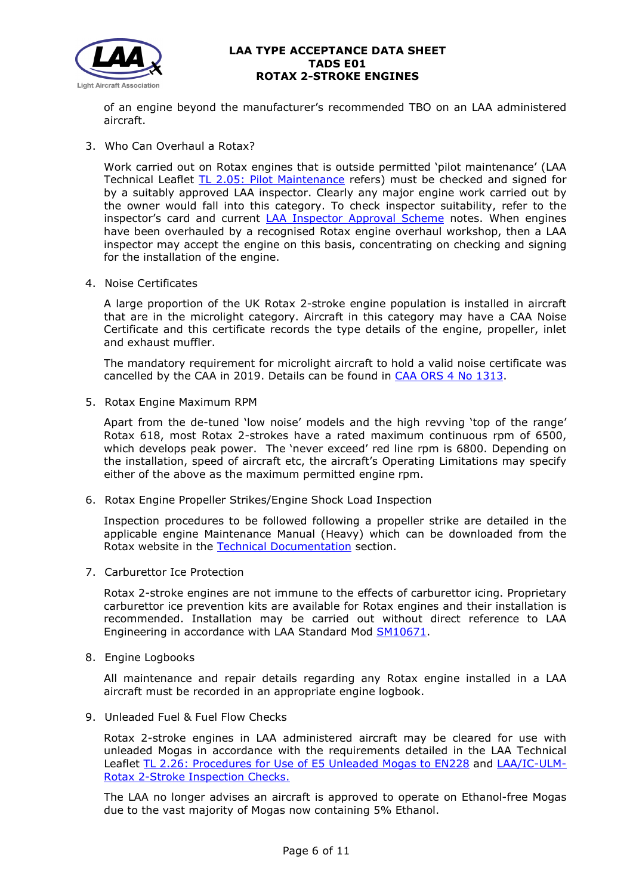of an engine beyond the manufacturer's recommended TBO on an LAA administered aircraft.

3. Who Can Overhaul a Rotax?

   Work carried out on Rotax engines that is outside permitted 'pilot maintenance' (LAA Technical Leaflet TL 2.05: Pilot Maintenance refers) must be checked and signed for by a suitably approved LAA inspector. Clearly any major engine work carried out by the owner would fall into this category. To check inspector suitability, refer to the inspector's card and current LAA Inspector Approval Scheme notes. When engines have been overhauled by a recognised Rotax engine overhaul workshop, then a LAA inspector may accept the engine on this basis, concentrating on checking and signing for the installation of the engine.

4. Noise Certificates

   A large proportion of the UK Rotax 2-stroke engine population is installed in aircraft that are in the microlight category. Aircraft in this category may have a CAA Noise Certificate and this certificate records the type details of the engine, propeller, inlet and exhaust muffler.

   The mandatory requirement for microlight aircraft to hold a valid noise certificate was cancelled by the CAA in 2019. Details can be found in CAA ORS 4 No 1313.

5. Rotax Engine Maximum RPM

   Apart from the de-tuned 'low noise' models and the high revving 'top of the range' Rotax 618, most Rotax 2-strokes have a rated maximum continuous rpm of 6500, which develops peak power. The 'never exceed' red line rpm is 6800. Depending on the installation, speed of aircraft etc, the aircraft's Operating Limitations may specify either of the above as the maximum permitted engine rpm.

6. Rotax Engine Propeller Strikes/Engine Shock Load Inspection

   Inspection procedures to be followed following a propeller strike are detailed in the applicable engine Maintenance Manual (Heavy) which can be downloaded from the Rotax website in the Technical Documentation section.

7. Carburettor Ice Protection

   Rotax 2-stroke engines are not immune to the effects of carburettor icing. Proprietary carburettor ice prevention kits are available for Rotax engines and their installation is recommended. Installation may be carried out without direct reference to LAA Engineering in accordance with LAA Standard Mod SM10671.

8. Engine Logbooks

   All maintenance and repair details regarding any Rotax engine installed in a LAA aircraft must be recorded in an appropriate engine logbook.

9. Unleaded Fuel & Fuel Flow Checks

   Rotax 2-stroke engines in LAA administered aircraft may be cleared for use with unleaded Mogas in accordance with the requirements detailed in the LAA Technical Leaflet TL 2.26: Procedures for Use of E5 Unleaded Mogas to EN228 and LAA/IC-ULM-Rotax 2-Stroke Inspection Checks.

   The LAA no longer advises an aircraft is approved to operate on Ethanol-free Mogas due to the vast majority of Mogas now containing 5% Ethanol.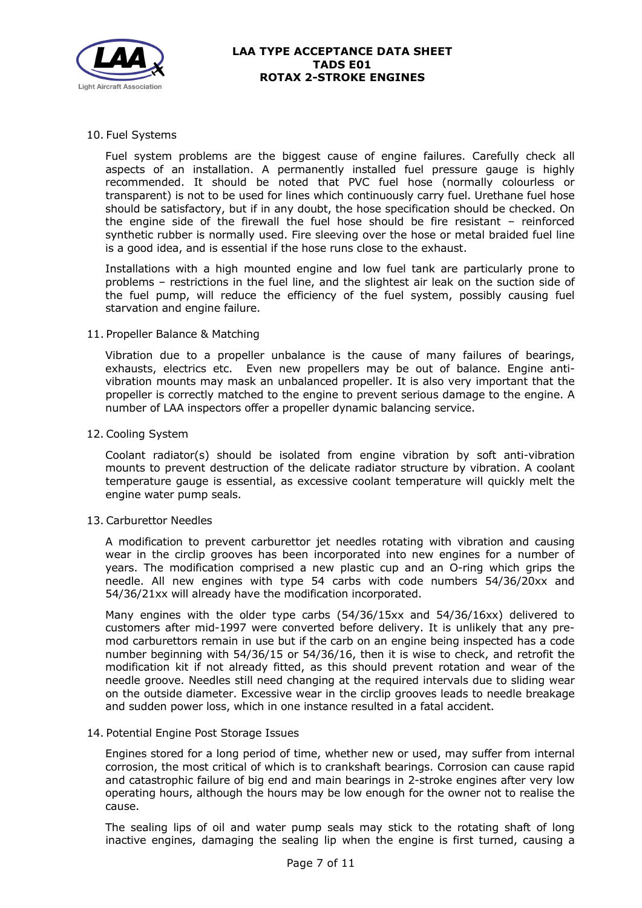10. Fuel Systems

Fuel system problems are the biggest cause of engine failures. Carefully check all aspects of an installation. A permanently installed fuel pressure gauge is highly recommended. It should be noted that PVC fuel hose (normally colourless or transparent) is not to be used for lines which continuously carry fuel. Urethane fuel hose should be satisfactory, but if in any doubt, the hose specification should be checked. On the engine side of the firewall the fuel hose should be fire resistant – reinforced synthetic rubber is normally used. Fire sleeving over the hose or metal braided fuel line is a good idea, and is essential if the hose runs close to the exhaust.

Installations with a high mounted engine and low fuel tank are particularly prone to problems – restrictions in the fuel line, and the slightest air leak on the suction side of the fuel pump, will reduce the efficiency of the fuel system, possibly causing fuel starvation and engine failure.

11. Propeller Balance & Matching

Vibration due to a propeller unbalance is the cause of many failures of bearings, exhausts, electrics etc. Even new propellers may be out of balance. Engine anti-vibration mounts may mask an unbalanced propeller. It is also very important that the propeller is correctly matched to the engine to prevent serious damage to the engine. A number of LAA inspectors offer a propeller dynamic balancing service.

12. Cooling System

Coolant radiator(s) should be isolated from engine vibration by soft anti-vibration mounts to prevent destruction of the delicate radiator structure by vibration. A coolant temperature gauge is essential, as excessive coolant temperature will quickly melt the engine water pump seals.

13. Carburettor Needles

A modification to prevent carburettor jet needles rotating with vibration and causing wear in the circlip grooves has been incorporated into new engines for a number of years. The modification comprised a new plastic cup and an O-ring which grips the needle. All new engines with type 54 carbs with code numbers 54/36/20xx and 54/36/21xx will already have the modification incorporated.

Many engines with the older type carbs (54/36/15xx and 54/36/16xx) delivered to customers after mid-1997 were converted before delivery. It is unlikely that any pre-mod carburettors remain in use but if the carb on an engine being inspected has a code number beginning with 54/36/15 or 54/36/16, then it is wise to check, and retrofit the modification kit if not already fitted, as this should prevent rotation and wear of the needle groove. Needles still need changing at the required intervals due to sliding wear on the outside diameter. Excessive wear in the circlip grooves leads to needle breakage and sudden power loss, which in one instance resulted in a fatal accident.

14. Potential Engine Post Storage Issues

Engines stored for a long period of time, whether new or used, may suffer from internal corrosion, the most critical of which is to crankshaft bearings. Corrosion can cause rapid and catastrophic failure of big end and main bearings in 2-stroke engines after very low operating hours, although the hours may be low enough for the owner not to realise the cause.

The sealing lips of oil and water pump seals may stick to the rotating shaft of long inactive engines, damaging the sealing lip when the engine is first turned, causing a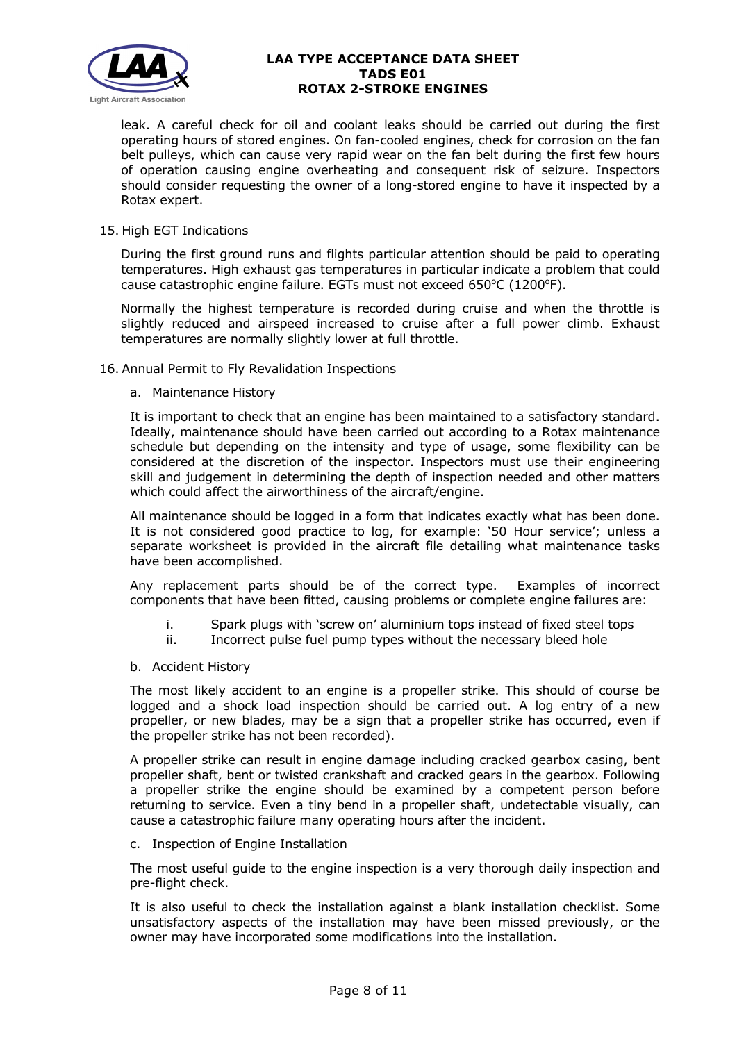leak. A careful check for oil and coolant leaks should be carried out during the first operating hours of stored engines. On fan-cooled engines, check for corrosion on the fan belt pulleys, which can cause very rapid wear on the fan belt during the first few hours of operation causing engine overheating and consequent risk of seizure. Inspectors should consider requesting the owner of a long-stored engine to have it inspected by a Rotax expert.

15. High EGT Indications

    During the first ground runs and flights particular attention should be paid to operating temperatures. High exhaust gas temperatures in particular indicate a problem that could cause catastrophic engine failure. EGTs must not exceed 650°C (1200°F).

    Normally the highest temperature is recorded during cruise and when the throttle is slightly reduced and airspeed increased to cruise after a full power climb. Exhaust temperatures are normally slightly lower at full throttle.

16. Annual Permit to Fly Revalidation Inspections

    a. Maintenance History

    It is important to check that an engine has been maintained to a satisfactory standard. Ideally, maintenance should have been carried out according to a Rotax maintenance schedule but depending on the intensity and type of usage, some flexibility can be considered at the discretion of the inspector. Inspectors must use their engineering skill and judgement in determining the depth of inspection needed and other matters which could affect the airworthiness of the aircraft/engine.

    All maintenance should be logged in a form that indicates exactly what has been done. It is not considered good practice to log, for example: '50 Hour service'; unless a separate worksheet is provided in the aircraft file detailing what maintenance tasks have been accomplished.

    Any replacement parts should be of the correct type. Examples of incorrect components that have been fitted, causing problems or complete engine failures are:

    i. Spark plugs with 'screw on' aluminium tops instead of fixed steel tops
    ii. Incorrect pulse fuel pump types without the necessary bleed hole

    b. Accident History

    The most likely accident to an engine is a propeller strike. This should of course be logged and a shock load inspection should be carried out. A log entry of a new propeller, or new blades, may be a sign that a propeller strike has occurred, even if the propeller strike has not been recorded).

    A propeller strike can result in engine damage including cracked gearbox casing, bent propeller shaft, bent or twisted crankshaft and cracked gears in the gearbox. Following a propeller strike the engine should be examined by a competent person before returning to service. Even a tiny bend in a propeller shaft, undetectable visually, can cause a catastrophic failure many operating hours after the incident.

    c. Inspection of Engine Installation

    The most useful guide to the engine inspection is a very thorough daily inspection and pre-flight check.

    It is also useful to check the installation against a blank installation checklist. Some unsatisfactory aspects of the installation may have been missed previously, or the owner may have incorporated some modifications into the installation.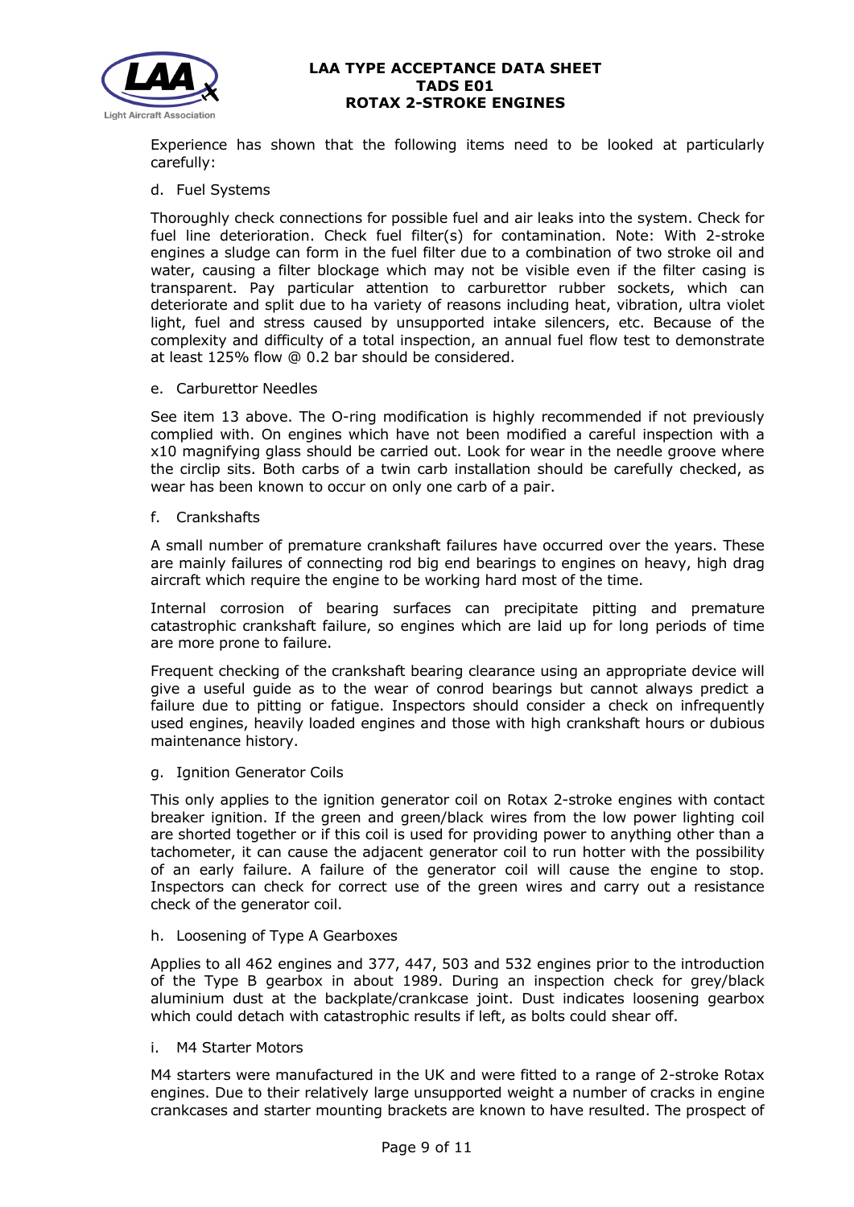Experience has shown that the following items need to be looked at particularly carefully:

d. Fuel Systems

Thoroughly check connections for possible fuel and air leaks into the system. Check for fuel line deterioration. Check fuel filter(s) for contamination. Note: With 2-stroke engines a sludge can form in the fuel filter due to a combination of two stroke oil and water, causing a filter blockage which may not be visible even if the filter casing is transparent. Pay particular attention to carburettor rubber sockets, which can deteriorate and split due to ha variety of reasons including heat, vibration, ultra violet light, fuel and stress caused by unsupported intake silencers, etc. Because of the complexity and difficulty of a total inspection, an annual fuel flow test to demonstrate at least 125% flow @ 0.2 bar should be considered.

e. Carburettor Needles

See item 13 above. The O-ring modification is highly recommended if not previously complied with. On engines which have not been modified a careful inspection with a x10 magnifying glass should be carried out. Look for wear in the needle groove where the circlip sits. Both carbs of a twin carb installation should be carefully checked, as wear has been known to occur on only one carb of a pair.

f. Crankshafts

A small number of premature crankshaft failures have occurred over the years. These are mainly failures of connecting rod big end bearings to engines on heavy, high drag aircraft which require the engine to be working hard most of the time.

Internal corrosion of bearing surfaces can precipitate pitting and premature catastrophic crankshaft failure, so engines which are laid up for long periods of time are more prone to failure.

Frequent checking of the crankshaft bearing clearance using an appropriate device will give a useful guide as to the wear of conrod bearings but cannot always predict a failure due to pitting or fatigue. Inspectors should consider a check on infrequently used engines, heavily loaded engines and those with high crankshaft hours or dubious maintenance history.

g. Ignition Generator Coils

This only applies to the ignition generator coil on Rotax 2-stroke engines with contact breaker ignition. If the green and green/black wires from the low power lighting coil are shorted together or if this coil is used for providing power to anything other than a tachometer, it can cause the adjacent generator coil to run hotter with the possibility of an early failure. A failure of the generator coil will cause the engine to stop. Inspectors can check for correct use of the green wires and carry out a resistance check of the generator coil.

h. Loosening of Type A Gearboxes

Applies to all 462 engines and 377, 447, 503 and 532 engines prior to the introduction of the Type B gearbox in about 1989. During an inspection check for grey/black aluminium dust at the backplate/crankcase joint. Dust indicates loosening gearbox which could detach with catastrophic results if left, as bolts could shear off.

i. M4 Starter Motors

M4 starters were manufactured in the UK and were fitted to a range of 2-stroke Rotax engines. Due to their relatively large unsupported weight a number of cracks in engine crankcases and starter mounting brackets are known to have resulted. The prospect of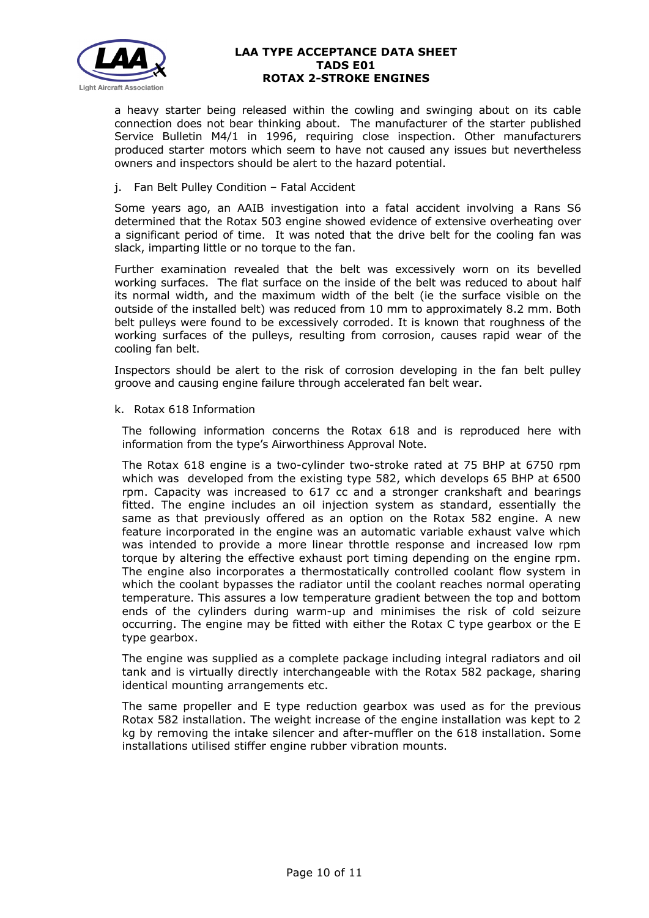a heavy starter being released within the cowling and swinging about on its cable connection does not bear thinking about. The manufacturer of the starter published Service Bulletin M4/1 in 1996, requiring close inspection. Other manufacturers produced starter motors which seem to have not caused any issues but nevertheless owners and inspectors should be alert to the hazard potential.

j. Fan Belt Pulley Condition – Fatal Accident

Some years ago, an AAIB investigation into a fatal accident involving a Rans S6 determined that the Rotax 503 engine showed evidence of extensive overheating over a significant period of time. It was noted that the drive belt for the cooling fan was slack, imparting little or no torque to the fan.

Further examination revealed that the belt was excessively worn on its bevelled working surfaces. The flat surface on the inside of the belt was reduced to about half its normal width, and the maximum width of the belt (ie the surface visible on the outside of the installed belt) was reduced from 10 mm to approximately 8.2 mm. Both belt pulleys were found to be excessively corroded. It is known that roughness of the working surfaces of the pulleys, resulting from corrosion, causes rapid wear of the cooling fan belt.

Inspectors should be alert to the risk of corrosion developing in the fan belt pulley groove and causing engine failure through accelerated fan belt wear.

k. Rotax 618 Information

The following information concerns the Rotax 618 and is reproduced here with information from the type's Airworthiness Approval Note.

The Rotax 618 engine is a two-cylinder two-stroke rated at 75 BHP at 6750 rpm which was developed from the existing type 582, which develops 65 BHP at 6500 rpm. Capacity was increased to 617 cc and a stronger crankshaft and bearings fitted. The engine includes an oil injection system as standard, essentially the same as that previously offered as an option on the Rotax 582 engine. A new feature incorporated in the engine was an automatic variable exhaust valve which was intended to provide a more linear throttle response and increased low rpm torque by altering the effective exhaust port timing depending on the engine rpm. The engine also incorporates a thermostatically controlled coolant flow system in which the coolant bypasses the radiator until the coolant reaches normal operating temperature. This assures a low temperature gradient between the top and bottom ends of the cylinders during warm-up and minimises the risk of cold seizure occurring. The engine may be fitted with either the Rotax C type gearbox or the E type gearbox.

The engine was supplied as a complete package including integral radiators and oil tank and is virtually directly interchangeable with the Rotax 582 package, sharing identical mounting arrangements etc.

The same propeller and E type reduction gearbox was used as for the previous Rotax 582 installation. The weight increase of the engine installation was kept to 2 kg by removing the intake silencer and after-muffler on the 618 installation. Some installations utilised stiffer engine rubber vibration mounts.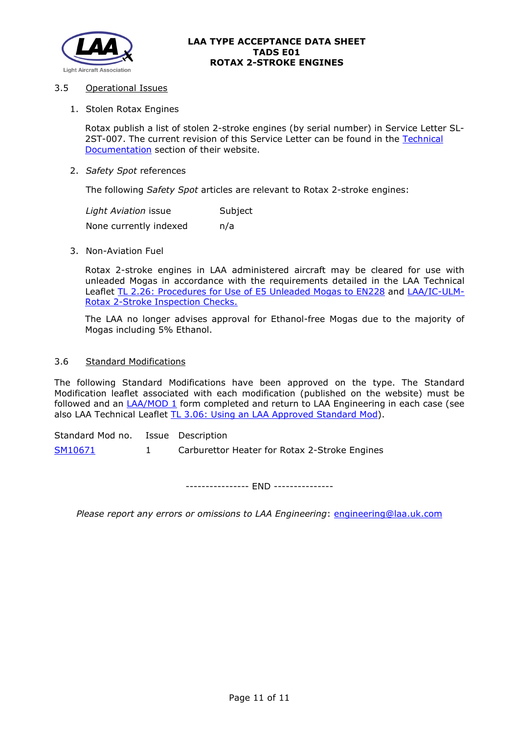### 3.5 Operational Issues

1. Stolen Rotax Engines

   Rotax publish a list of stolen 2-stroke engines (by serial number) in Service Letter SL-2ST-007. The current revision of this Service Letter can be found in the Technical Documentation section of their website.

2. *Safety Spot* references

   The following *Safety Spot* articles are relevant to Rotax 2-stroke engines:

   | *Light Aviation* issue | Subject |
   |---|---|
   | None currently indexed | n/a |

3. Non-Aviation Fuel

   Rotax 2-stroke engines in LAA administered aircraft may be cleared for use with unleaded Mogas in accordance with the requirements detailed in the LAA Technical Leaflet TL 2.26: Procedures for Use of E5 Unleaded Mogas to EN228 and LAA/IC-ULM-Rotax 2-Stroke Inspection Checks.

   The LAA no longer advises approval for Ethanol-free Mogas due to the majority of Mogas including 5% Ethanol.

### 3.6 Standard Modifications

The following Standard Modifications have been approved on the type. The Standard Modification leaflet associated with each modification (published on the website) must be followed and an LAA/MOD 1 form completed and return to LAA Engineering in each case (see also LAA Technical Leaflet TL 3.06: Using an LAA Approved Standard Mod).

| Standard Mod no. | Issue | Description |
|---|---|---|
| SM10671 | 1 | Carburettor Heater for Rotax 2-Stroke Engines |

---------------- END ---------------

*Please report any errors or omissions to LAA Engineering*: engineering@laa.uk.com